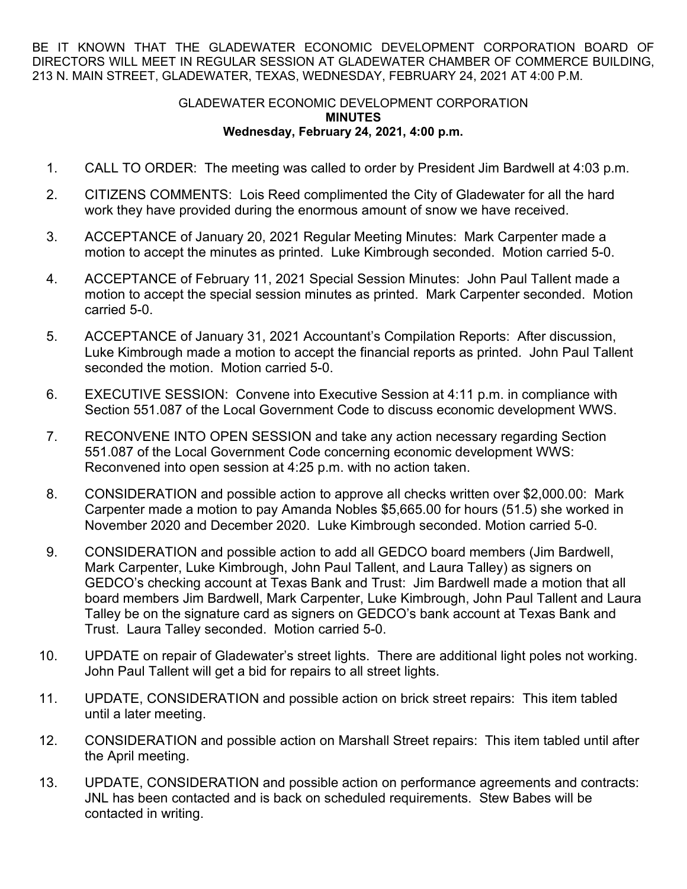BE IT KNOWN THAT THE GLADEWATER ECONOMIC DEVELOPMENT CORPORATION BOARD OF DIRECTORS WILL MEET IN REGULAR SESSION AT GLADEWATER CHAMBER OF COMMERCE BUILDING, 213 N. MAIN STREET, GLADEWATER, TEXAS, WEDNESDAY, FEBRUARY 24, 2021 AT 4:00 P.M.

GLADEWATER ECONOMIC DEVELOPMENT CORPORATION
**MINUTES**
**Wednesday, February 24, 2021, 4:00 p.m.**

1. CALL TO ORDER: The meeting was called to order by President Jim Bardwell at 4:03 p.m.

2. CITIZENS COMMENTS: Lois Reed complimented the City of Gladewater for all the hard work they have provided during the enormous amount of snow we have received.

3. ACCEPTANCE of January 20, 2021 Regular Meeting Minutes: Mark Carpenter made a motion to accept the minutes as printed. Luke Kimbrough seconded. Motion carried 5-0.

4. ACCEPTANCE of February 11, 2021 Special Session Minutes: John Paul Tallent made a motion to accept the special session minutes as printed. Mark Carpenter seconded. Motion carried 5-0.

5. ACCEPTANCE of January 31, 2021 Accountant's Compilation Reports: After discussion, Luke Kimbrough made a motion to accept the financial reports as printed. John Paul Tallent seconded the motion. Motion carried 5-0.

6. EXECUTIVE SESSION: Convene into Executive Session at 4:11 p.m. in compliance with Section 551.087 of the Local Government Code to discuss economic development WWS.

7. RECONVENE INTO OPEN SESSION and take any action necessary regarding Section 551.087 of the Local Government Code concerning economic development WWS: Reconvened into open session at 4:25 p.m. with no action taken.

8. CONSIDERATION and possible action to approve all checks written over $2,000.00: Mark Carpenter made a motion to pay Amanda Nobles $5,665.00 for hours (51.5) she worked in November 2020 and December 2020. Luke Kimbrough seconded. Motion carried 5-0.

9. CONSIDERATION and possible action to add all GEDCO board members (Jim Bardwell, Mark Carpenter, Luke Kimbrough, John Paul Tallent, and Laura Talley) as signers on GEDCO's checking account at Texas Bank and Trust: Jim Bardwell made a motion that all board members Jim Bardwell, Mark Carpenter, Luke Kimbrough, John Paul Tallent and Laura Talley be on the signature card as signers on GEDCO's bank account at Texas Bank and Trust. Laura Talley seconded. Motion carried 5-0.

10. UPDATE on repair of Gladewater's street lights. There are additional light poles not working. John Paul Tallent will get a bid for repairs to all street lights.

11. UPDATE, CONSIDERATION and possible action on brick street repairs: This item tabled until a later meeting.

12. CONSIDERATION and possible action on Marshall Street repairs: This item tabled until after the April meeting.

13. UPDATE, CONSIDERATION and possible action on performance agreements and contracts: JNL has been contacted and is back on scheduled requirements. Stew Babes will be contacted in writing.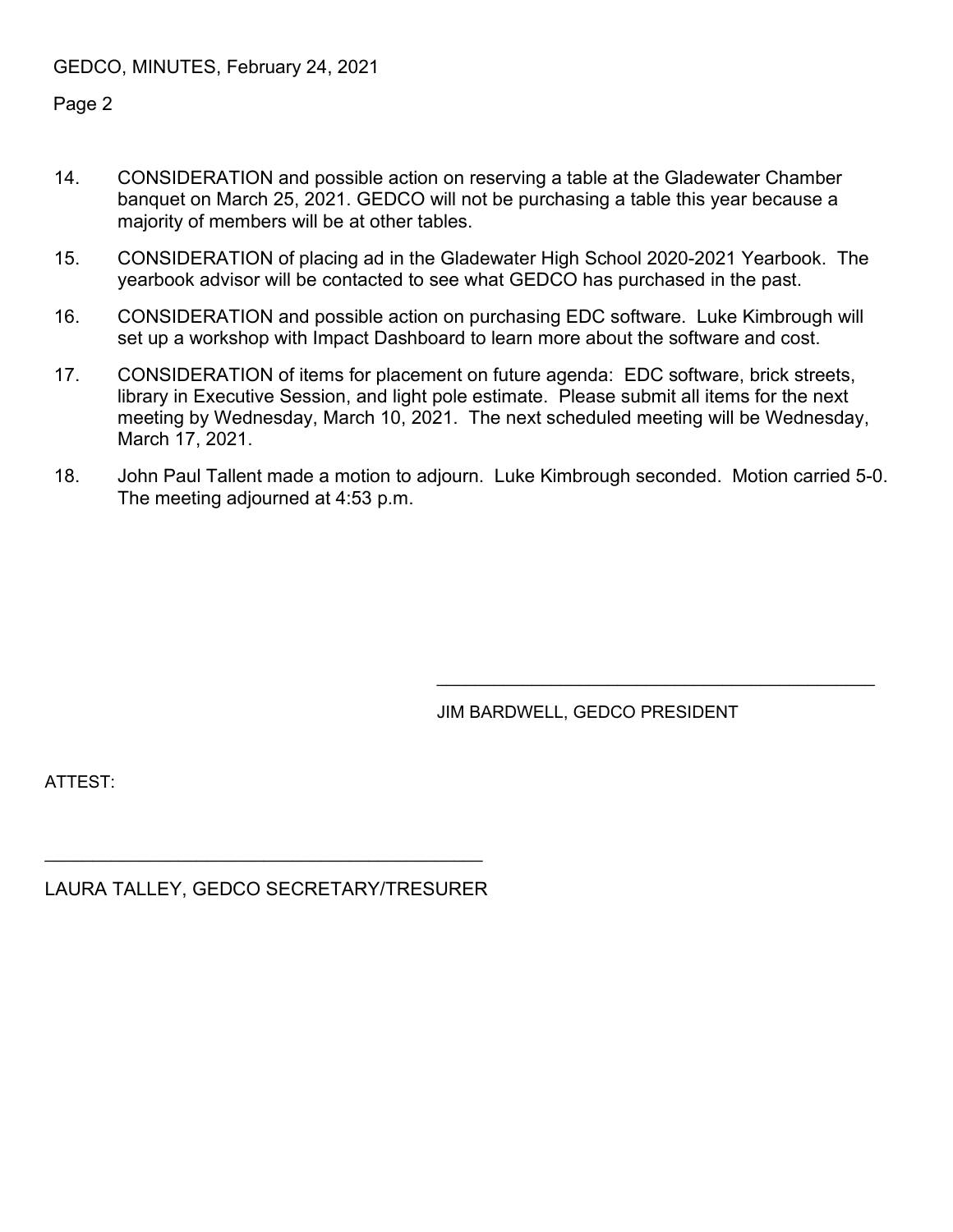14. CONSIDERATION and possible action on reserving a table at the Gladewater Chamber banquet on March 25, 2021. GEDCO will not be purchasing a table this year because a majority of members will be at other tables.

15. CONSIDERATION of placing ad in the Gladewater High School 2020-2021 Yearbook. The yearbook advisor will be contacted to see what GEDCO has purchased in the past.

16. CONSIDERATION and possible action on purchasing EDC software. Luke Kimbrough will set up a workshop with Impact Dashboard to learn more about the software and cost.

17. CONSIDERATION of items for placement on future agenda: EDC software, brick streets, library in Executive Session, and light pole estimate. Please submit all items for the next meeting by Wednesday, March 10, 2021. The next scheduled meeting will be Wednesday, March 17, 2021.

18. John Paul Tallent made a motion to adjourn. Luke Kimbrough seconded. Motion carried 5-0. The meeting adjourned at 4:53 p.m.

\_\_\_\_\_\_\_\_\_\_\_\_\_\_\_\_\_\_\_\_\_\_\_\_\_\_\_\_\_\_\_\_\_\_\_\_\_\_\_\_\_\_\_

JIM BARDWELL, GEDCO PRESIDENT

ATTEST:

\_\_\_\_\_\_\_\_\_\_\_\_\_\_\_\_\_\_\_\_\_\_\_\_\_\_\_\_\_\_\_\_\_\_\_\_\_\_\_\_\_\_\_

LAURA TALLEY, GEDCO SECRETARY/TRESURER